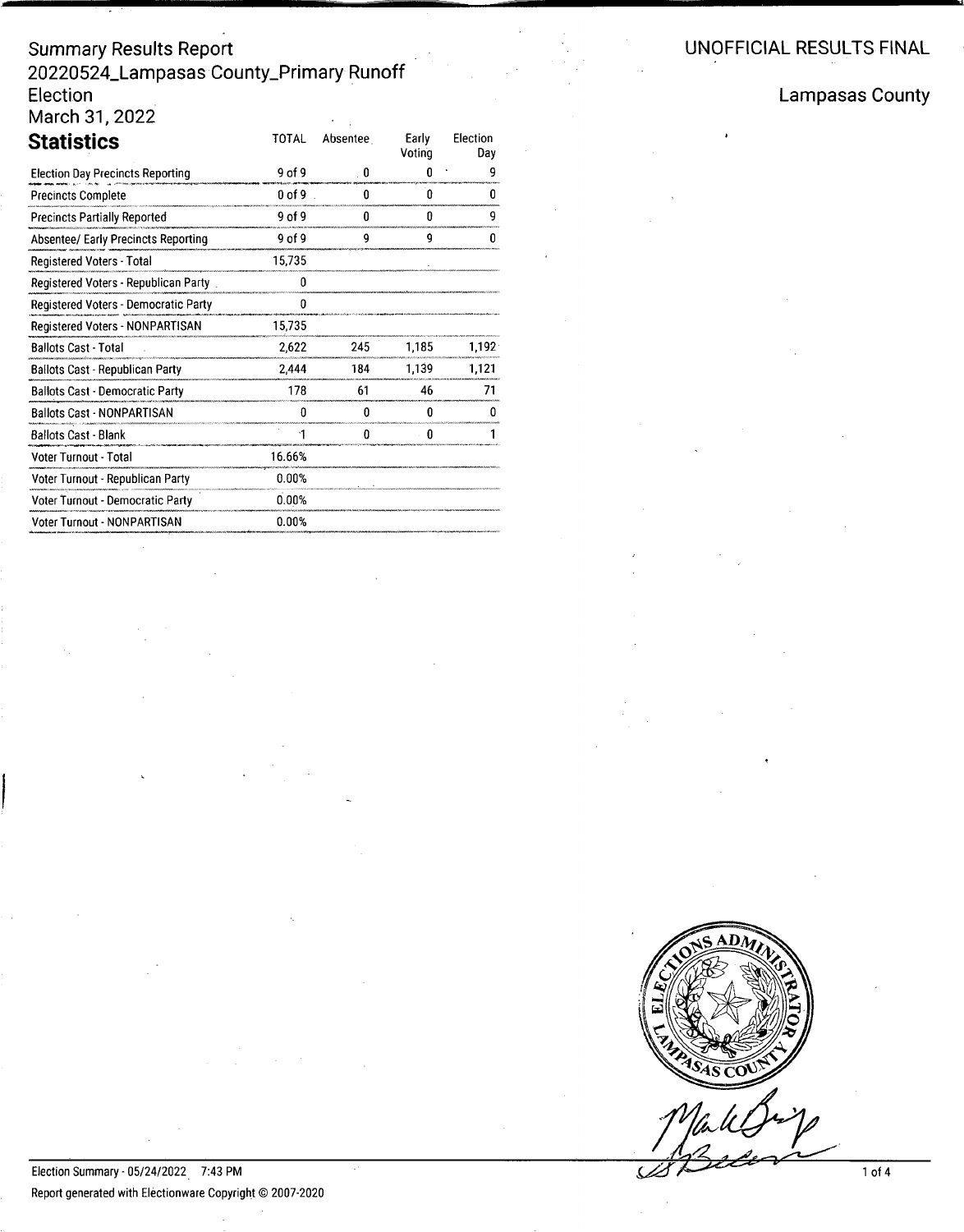Summary Results Report
20220524_Lampasas County_Primary Runoff Election
March 31, 2022

UNOFFICIAL RESULTS FINAL

Lampasas County

## Statistics

| | TOTAL | Absentee | Early Voting | Election Day |
|---|---|---|---|---|
| Election Day Precincts Reporting | 9 of 9 | 0 | 0 | 9 |
| Precincts Complete | 0 of 9 | 0 | 0 | 0 |
| Precincts Partially Reported | 9 of 9 | 0 | 0 | 9 |
| Absentee/ Early Precincts Reporting | 9 of 9 | 9 | 9 | 0 |
| Registered Voters - Total | 15,735 | | | |
| Registered Voters - Republican Party | 0 | | | |
| Registered Voters - Democratic Party | 0 | | | |
| Registered Voters - NONPARTISAN | 15,735 | | | |
| Ballots Cast - Total | 2,622 | 245 | 1,185 | 1,192 |
| Ballots Cast - Republican Party | 2,444 | 184 | 1,139 | 1,121 |
| Ballots Cast - Democratic Party | 178 | 61 | 46 | 71 |
| Ballots Cast - NONPARTISAN | 0 | 0 | 0 | 0 |
| Ballots Cast - Blank | 1 | 0 | 0 | 1 |
| Voter Turnout - Total | 16.66% | | | |
| Voter Turnout - Republican Party | 0.00% | | | |
| Voter Turnout - Democratic Party | 0.00% | | | |
| Voter Turnout - NONPARTISAN | 0.00% | | | |

ELECTIONS ADMINISTRATOR LAMPASAS COUNTY

Election Summary - 05/24/2022 7:43 PM

Report generated with Electionware Copyright © 2007-2020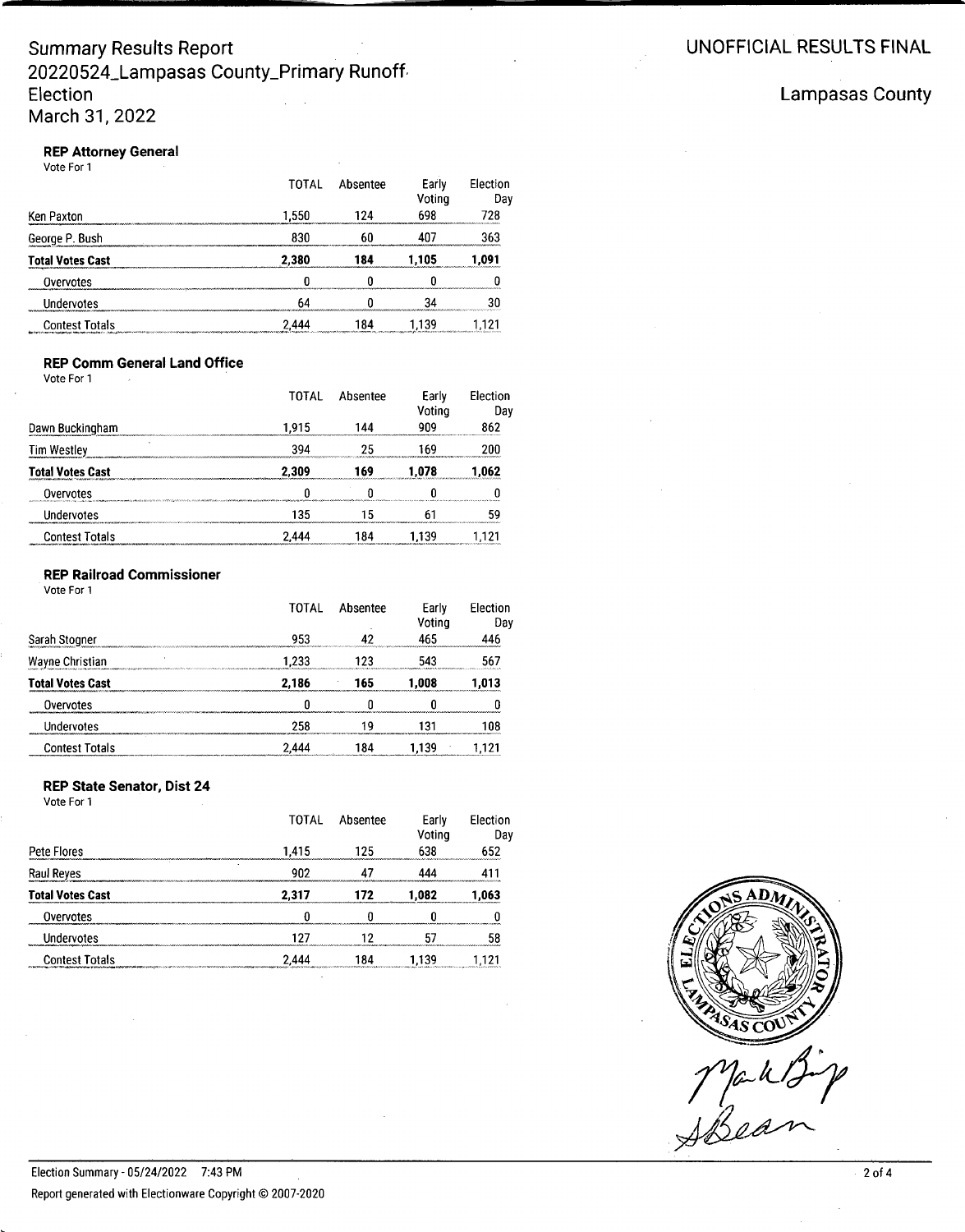Summary Results Report
20220524_Lampasas County_Primary Runoff Election
March 31, 2022

UNOFFICIAL RESULTS FINAL

Lampasas County

### REP Attorney General

Vote For 1

| | TOTAL | Absentee | Early Voting | Election Day |
|---|---|---|---|---|
| Ken Paxton | 1,550 | 124 | 698 | 728 |
| George P. Bush | 830 | 60 | 407 | 363 |
| **Total Votes Cast** | **2,380** | **184** | **1,105** | **1,091** |
| Overvotes | 0 | 0 | 0 | 0 |
| Undervotes | 64 | 0 | 34 | 30 |
| Contest Totals | 2,444 | 184 | 1,139 | 1,121 |

### REP Comm General Land Office

Vote For 1

| | TOTAL | Absentee | Early Voting | Election Day |
|---|---|---|---|---|
| Dawn Buckingham | 1,915 | 144 | 909 | 862 |
| Tim Westley | 394 | 25 | 169 | 200 |
| **Total Votes Cast** | **2,309** | **169** | **1,078** | **1,062** |
| Overvotes | 0 | 0 | 0 | 0 |
| Undervotes | 135 | 15 | 61 | 59 |
| Contest Totals | 2,444 | 184 | 1,139 | 1,121 |

### REP Railroad Commissioner

Vote For 1

| | TOTAL | Absentee | Early Voting | Election Day |
|---|---|---|---|---|
| Sarah Stogner | 953 | 42 | 465 | 446 |
| Wayne Christian | 1,233 | 123 | 543 | 567 |
| **Total Votes Cast** | **2,186** | **165** | **1,008** | **1,013** |
| Overvotes | 0 | 0 | 0 | 0 |
| Undervotes | 258 | 19 | 131 | 108 |
| Contest Totals | 2,444 | 184 | 1,139 | 1,121 |

### REP State Senator, Dist 24

Vote For 1

| | TOTAL | Absentee | Early Voting | Election Day |
|---|---|---|---|---|
| Pete Flores | 1,415 | 125 | 638 | 652 |
| Raul Reyes | 902 | 47 | 444 | 411 |
| **Total Votes Cast** | **2,317** | **172** | **1,082** | **1,063** |
| Overvotes | 0 | 0 | 0 | 0 |
| Undervotes | 127 | 12 | 57 | 58 |
| Contest Totals | 2,444 | 184 | 1,139 | 1,121 |

ELECTIONS ADMINISTRATOR LAMPASAS COUNTY

Election Summary - 05/24/2022 7:43 PM

Report generated with Electionware Copyright © 2007-2020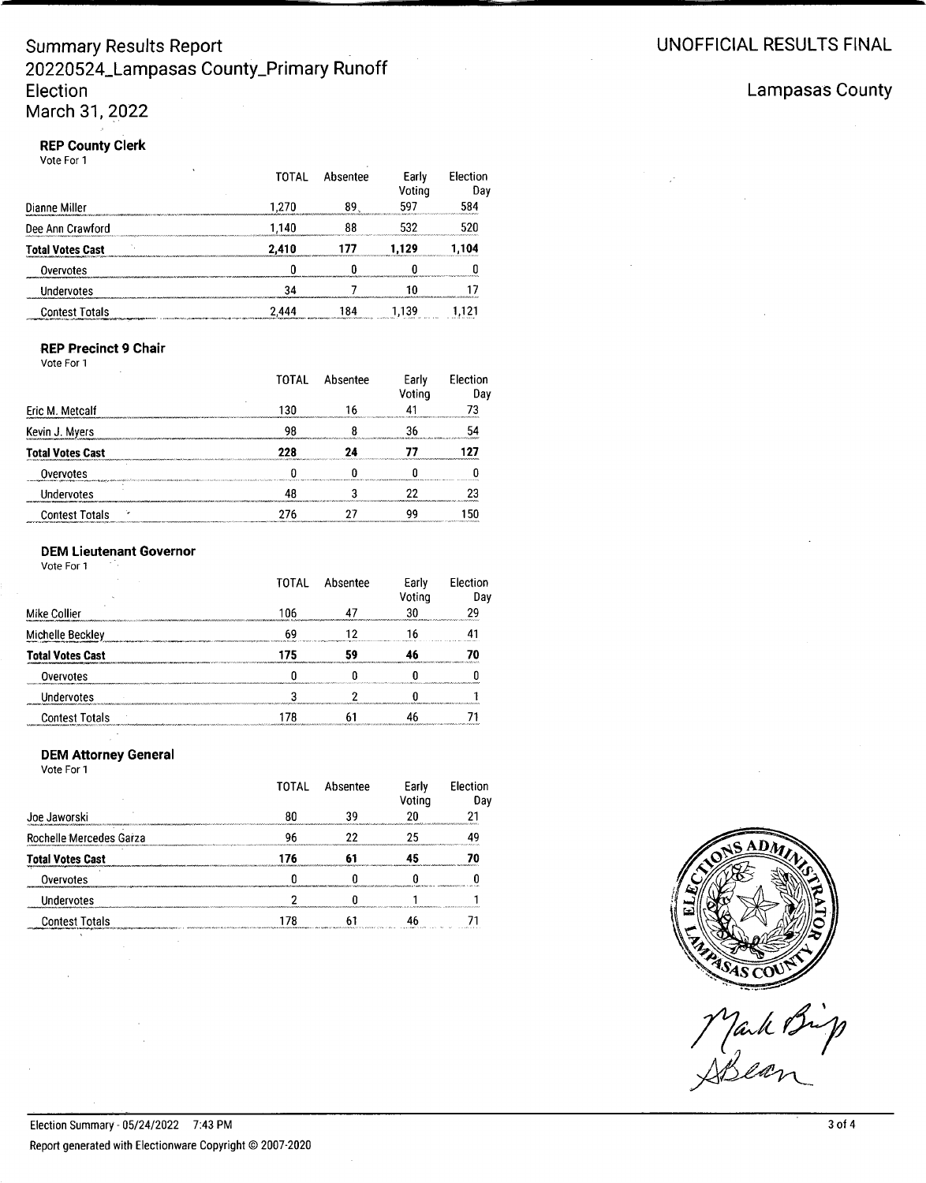# Summary Results Report
# 20220524_Lampasas County_Primary Runoff Election
# March 31, 2022

**UNOFFICIAL RESULTS FINAL**

**Lampasas County**

### REP County Clerk

Vote For 1

| | TOTAL | Absentee | Early Voting | Election Day |
|---|---|---|---|---|
| Dianne Miller | 1,270 | 89 | 597 | 584 |
| Dee Ann Crawford | 1,140 | 88 | 532 | 520 |
| **Total Votes Cast** | **2,410** | **177** | **1,129** | **1,104** |
| Overvotes | 0 | 0 | 0 | 0 |
| Undervotes | 34 | 7 | 10 | 17 |
| Contest Totals | 2,444 | 184 | 1,139 | 1,121 |

### REP Precinct 9 Chair

Vote For 1

| | TOTAL | Absentee | Early Voting | Election Day |
|---|---|---|---|---|
| Eric M. Metcalf | 130 | 16 | 41 | 73 |
| Kevin J. Myers | 98 | 8 | 36 | 54 |
| **Total Votes Cast** | **228** | **24** | **77** | **127** |
| Overvotes | 0 | 0 | 0 | 0 |
| Undervotes | 48 | 3 | 22 | 23 |
| Contest Totals | 276 | 27 | 99 | 150 |

### DEM Lieutenant Governor

Vote For 1

| | TOTAL | Absentee | Early Voting | Election Day |
|---|---|---|---|---|
| Mike Collier | 106 | 47 | 30 | 29 |
| Michelle Beckley | 69 | 12 | 16 | 41 |
| **Total Votes Cast** | **175** | **59** | **46** | **70** |
| Overvotes | 0 | 0 | 0 | 0 |
| Undervotes | 3 | 2 | 0 | 1 |
| Contest Totals | 178 | 61 | 46 | 71 |

### DEM Attorney General

Vote For 1

| | TOTAL | Absentee | Early Voting | Election Day |
|---|---|---|---|---|
| Joe Jaworski | 80 | 39 | 20 | 21 |
| Rochelle Mercedes Garza | 96 | 22 | 25 | 49 |
| **Total Votes Cast** | **176** | **61** | **45** | **70** |
| Overvotes | 0 | 0 | 0 | 0 |
| Undervotes | 2 | 0 | 1 | 1 |
| Contest Totals | 178 | 61 | 46 | 71 |

ELECTIONS ADMINISTRATOR LAMPASAS COUNTY

Mark Bisp
ABean

Election Summary - 05/24/2022 7:43 PM

Report generated with Electionware Copyright © 2007-2020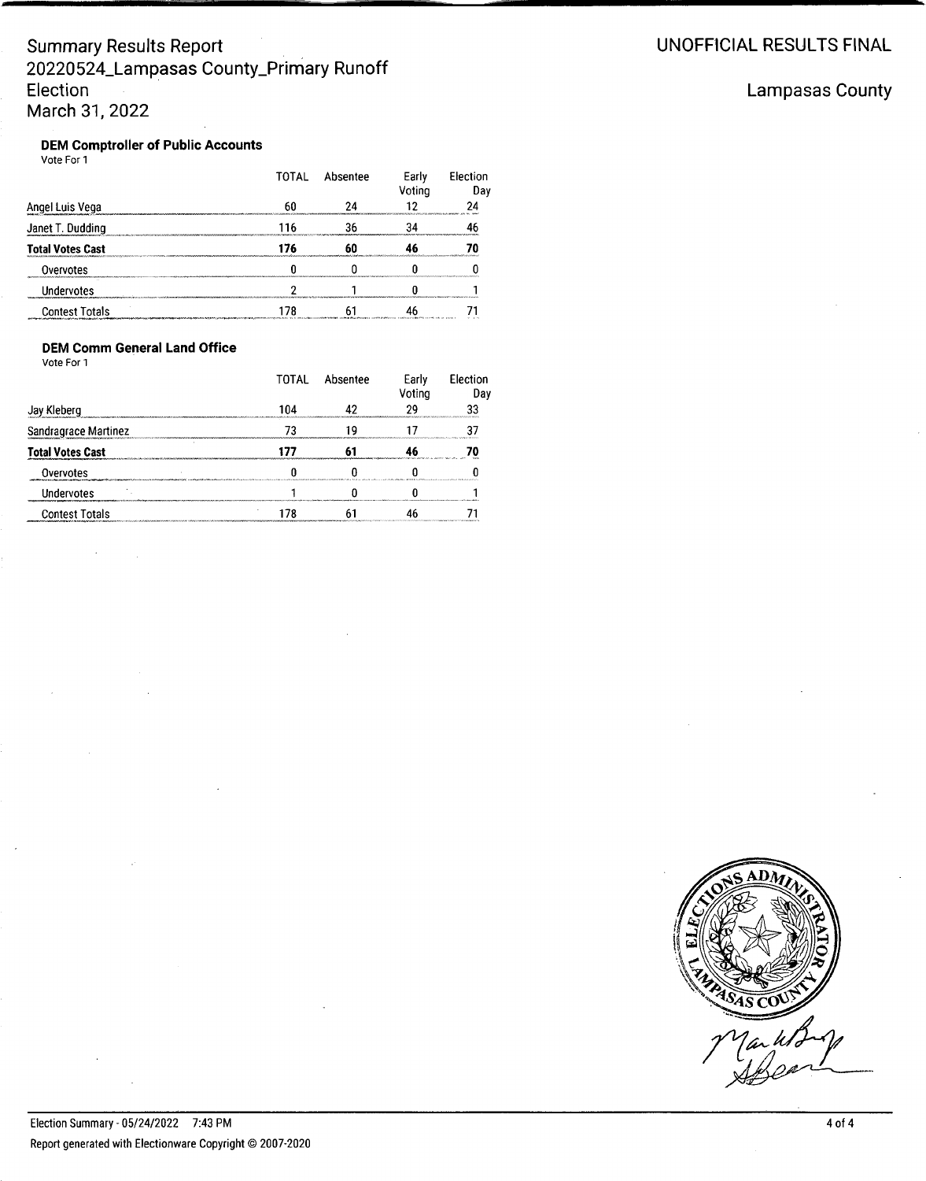# Summary Results Report
## 20220524_Lampasas County_Primary Runoff Election
March 31, 2022

UNOFFICIAL RESULTS FINAL

Lampasas County

### DEM Comptroller of Public Accounts
Vote For 1

| | TOTAL | Absentee | Early Voting | Election Day |
|---|---|---|---|---|
| Angel Luis Vega | 60 | 24 | 12 | 24 |
| Janet T. Dudding | 116 | 36 | 34 | 46 |
| **Total Votes Cast** | **176** | **60** | **46** | **70** |
| Overvotes | 0 | 0 | 0 | 0 |
| Undervotes | 2 | 1 | 0 | 1 |
| Contest Totals | 178 | 61 | 46 | 71 |

### DEM Comm General Land Office
Vote For 1

| | TOTAL | Absentee | Early Voting | Election Day |
|---|---|---|---|---|
| Jay Kleberg | 104 | 42 | 29 | 33 |
| Sandragrace Martinez | 73 | 19 | 17 | 37 |
| **Total Votes Cast** | **177** | **61** | **46** | **70** |
| Overvotes | 0 | 0 | 0 | 0 |
| Undervotes | 1 | 0 | 0 | 1 |
| Contest Totals | 178 | 61 | 46 | 71 |

ELECTIONS ADMINISTRATOR LAMPASAS COUNTY

Election Summary - 05/24/2022 7:43 PM

Report generated with Electionware Copyright © 2007-2020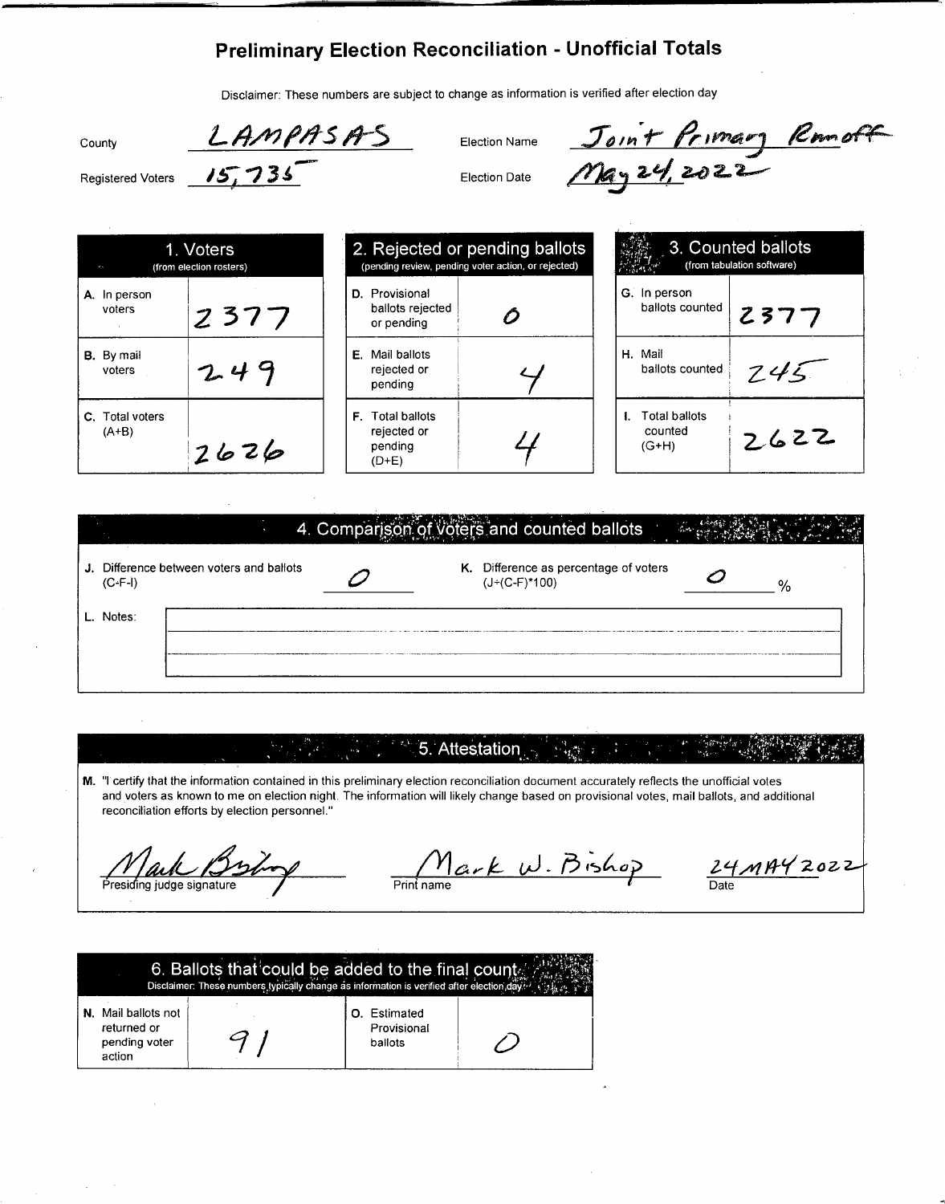# Preliminary Election Reconciliation - Unofficial Totals

Disclaimer: These numbers are subject to change as information is verified after election day

County: LAMPASAS

Registered Voters: 15,735

Election Name: Joint Primary Runoff

Election Date: May 24, 2022

| 1. Voters (from election rosters) | | 2. Rejected or pending ballots (pending review, pending voter action, or rejected) | | 3. Counted ballots (from tabulation software) | |
|---|---|---|---|---|---|
| A. In person voters | 2377 | D. Provisional ballots rejected or pending | 0 | G. In person ballots counted | 2377 |
| B. By mail voters | 249 | E. Mail ballots rejected or pending | 4 | H. Mail ballots counted | 245 |
| C. Total voters (A+B) | 2626 | F. Total ballots rejected or pending (D+E) | 4 | I. Total ballots counted (G+H) | 2622 |

## 4. Comparison of voters and counted ballots

J. Difference between voters and ballots (C-F-I): 0

K. Difference as percentage of voters (J÷(C-F)*100): 0 %

L. Notes:

## 5. Attestation

M. "I certify that the information contained in this preliminary election reconciliation document accurately reflects the unofficial votes and voters as known to me on election night. The information will likely change based on provisional votes, mail ballots, and additional reconciliation efforts by election personnel."

Presiding judge signature: Mark Bishop

Print name: Mark W. Bishop

Date: 24 MAY 2022

## 6. Ballots that could be added to the final count

Disclaimer: These numbers typically change as information is verified after election day

| | | | |
|---|---|---|---|
| N. Mail ballots not returned or pending voter action | 91 | O. Estimated Provisional ballots | 0 |